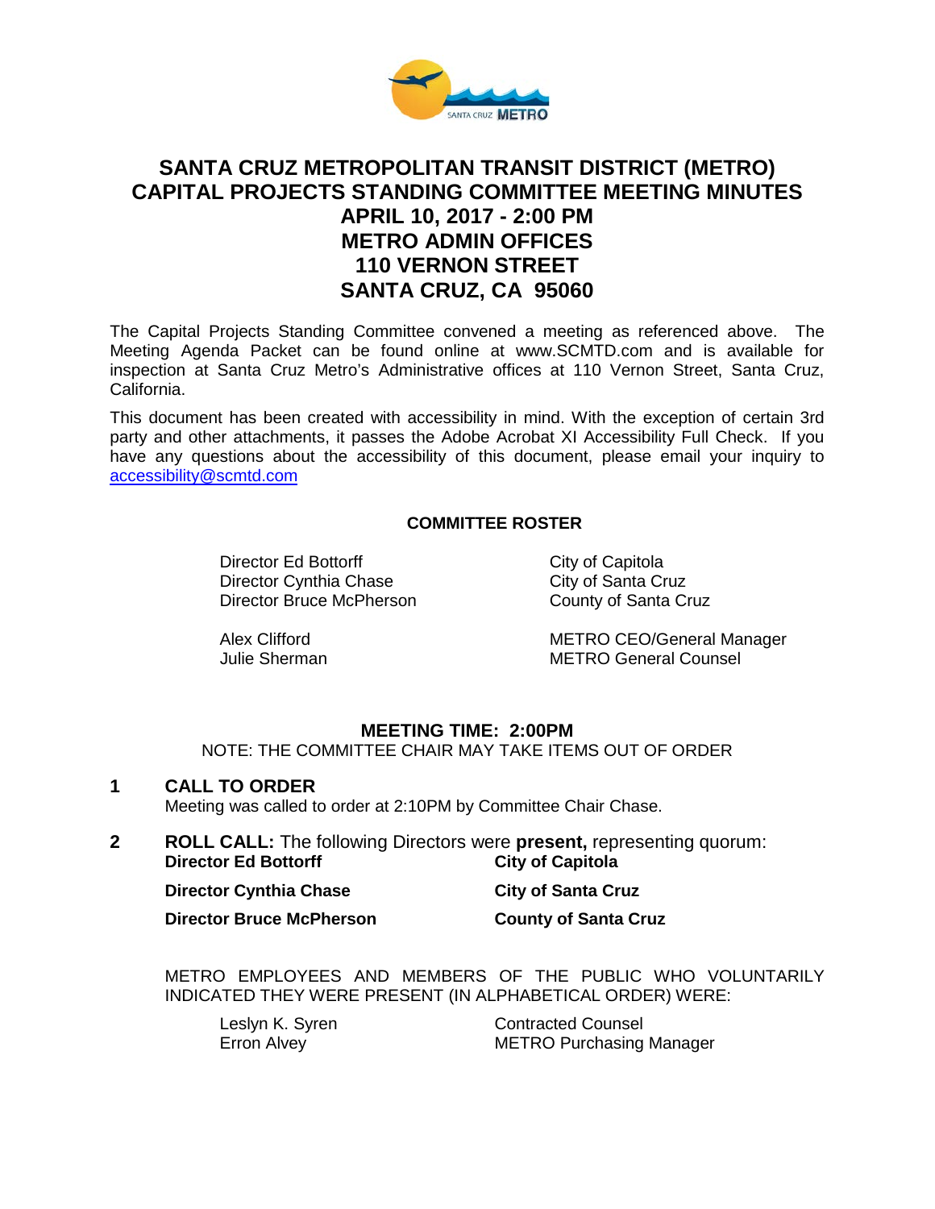# SANTA CRUZ METROPOLITAN TRANSIT DISTRICT (METRO)
# CAPITAL PROJECTS STANDING COMMITTEE MEETING MINUTES
## APRIL 10, 2017 - 2:00 PM
## METRO ADMIN OFFICES
## 110 VERNON STREET
## SANTA CRUZ, CA 95060

The Capital Projects Standing Committee convened a meeting as referenced above. The Meeting Agenda Packet can be found online at www.SCMTD.com and is available for inspection at Santa Cruz Metro's Administrative offices at 110 Vernon Street, Santa Cruz, California.

This document has been created with accessibility in mind. With the exception of certain 3rd party and other attachments, it passes the Adobe Acrobat XI Accessibility Full Check. If you have any questions about the accessibility of this document, please email your inquiry to accessibility@scmtd.com

**COMMITTEE ROSTER**

| | |
|---|---|
| Director Ed Bottorff | City of Capitola |
| Director Cynthia Chase | City of Santa Cruz |
| Director Bruce McPherson | County of Santa Cruz |
| Alex Clifford | METRO CEO/General Manager |
| Julie Sherman | METRO General Counsel |

**MEETING TIME: 2:00PM**

NOTE: THE COMMITTEE CHAIR MAY TAKE ITEMS OUT OF ORDER

**1 CALL TO ORDER**

Meeting was called to order at 2:10PM by Committee Chair Chase.

**2 ROLL CALL:** The following Directors were **present,** representing quorum:

| | |
|---|---|
| **Director Ed Bottorff** | **City of Capitola** |
| **Director Cynthia Chase** | **City of Santa Cruz** |
| **Director Bruce McPherson** | **County of Santa Cruz** |

METRO EMPLOYEES AND MEMBERS OF THE PUBLIC WHO VOLUNTARILY INDICATED THEY WERE PRESENT (IN ALPHABETICAL ORDER) WERE:

| | |
|---|---|
| Leslyn K. Syren | Contracted Counsel |
| Erron Alvey | METRO Purchasing Manager |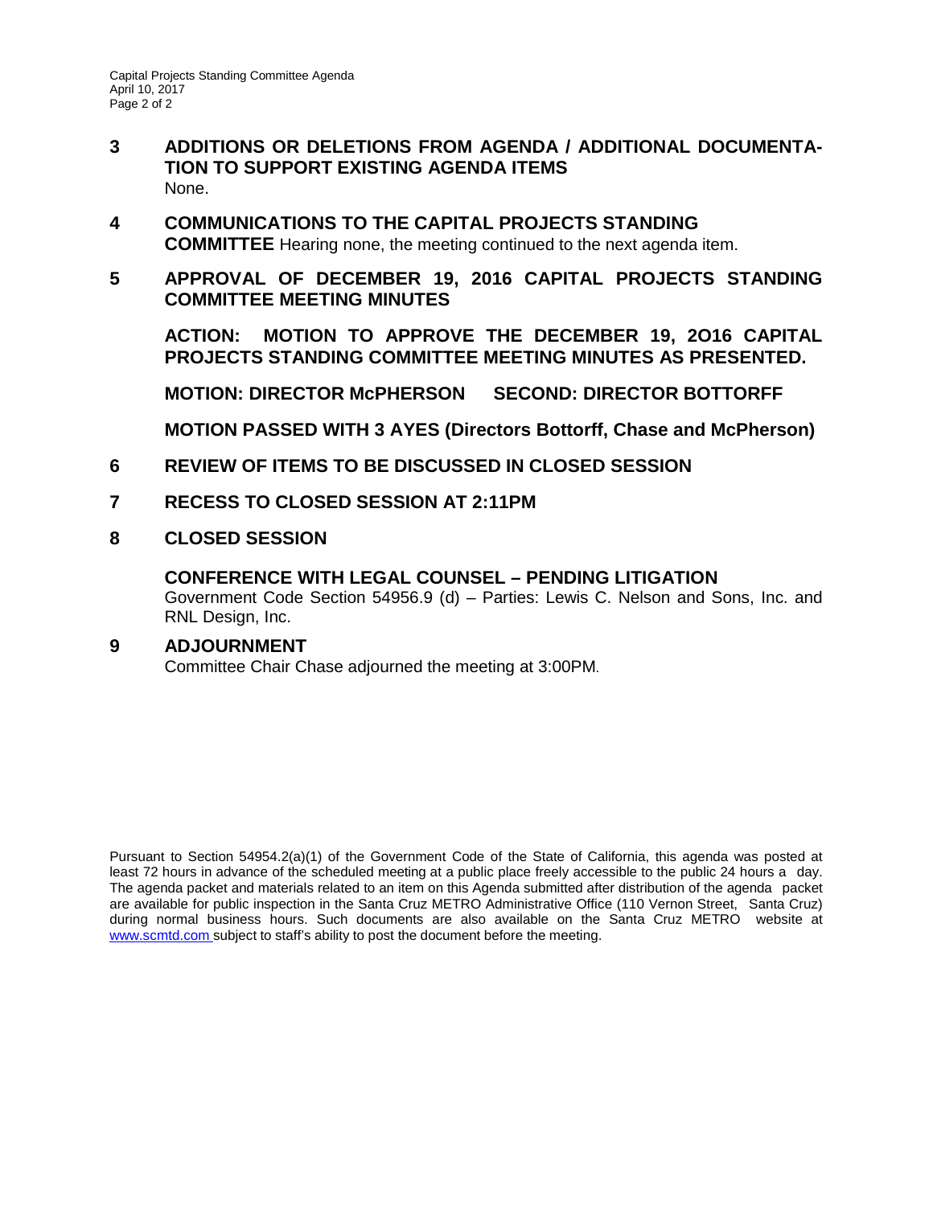**3 ADDITIONS OR DELETIONS FROM AGENDA / ADDITIONAL DOCUMENTATION TO SUPPORT EXISTING AGENDA ITEMS**

None.

**4 COMMUNICATIONS TO THE CAPITAL PROJECTS STANDING COMMITTEE** Hearing none, the meeting continued to the next agenda item.

**5 APPROVAL OF DECEMBER 19, 2016 CAPITAL PROJECTS STANDING COMMITTEE MEETING MINUTES**

**ACTION: MOTION TO APPROVE THE DECEMBER 19, 2O16 CAPITAL PROJECTS STANDING COMMITTEE MEETING MINUTES AS PRESENTED.**

**MOTION: DIRECTOR McPHERSON SECOND: DIRECTOR BOTTORFF**

**MOTION PASSED WITH 3 AYES (Directors Bottorff, Chase and McPherson)**

**6 REVIEW OF ITEMS TO BE DISCUSSED IN CLOSED SESSION**

**7 RECESS TO CLOSED SESSION AT 2:11PM**

**8 CLOSED SESSION**

**CONFERENCE WITH LEGAL COUNSEL – PENDING LITIGATION**

Government Code Section 54956.9 (d) – Parties: Lewis C. Nelson and Sons, Inc. and RNL Design, Inc.

**9 ADJOURNMENT**

Committee Chair Chase adjourned the meeting at 3:00PM.

Pursuant to Section 54954.2(a)(1) of the Government Code of the State of California, this agenda was posted at least 72 hours in advance of the scheduled meeting at a public place freely accessible to the public 24 hours a day. The agenda packet and materials related to an item on this Agenda submitted after distribution of the agenda packet are available for public inspection in the Santa Cruz METRO Administrative Office (110 Vernon Street, Santa Cruz) during normal business hours. Such documents are also available on the Santa Cruz METRO website at www.scmtd.com subject to staff's ability to post the document before the meeting.